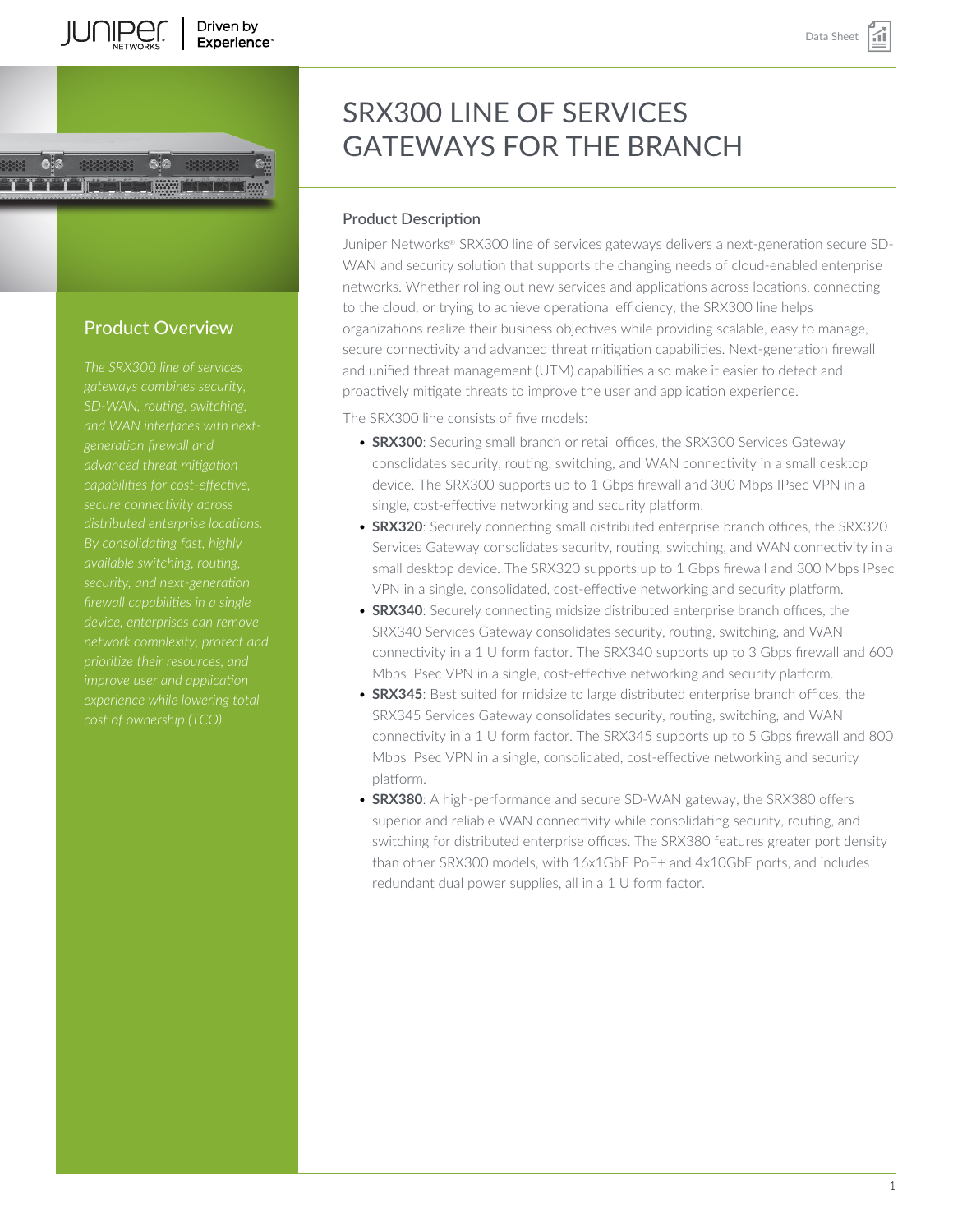# SRX300 LINE OF SERVICES GATEWAYS FOR THE BRANCH

## Product Overview

*The SRX300 line of services gateways combines security, SD-WAN, routing, switching, and WAN interfaces with next-generation firewall and advanced threat mitigation capabilities for cost-effective, secure connectivity across distributed enterprise locations. By consolidating fast, highly available switching, routing, security, and next-generation firewall capabilities in a single device, enterprises can remove network complexity, protect and prioritize their resources, and improve user and application experience while lowering total cost of ownership (TCO).*

## Product Description

Juniper Networks® SRX300 line of services gateways delivers a next-generation secure SD-WAN and security solution that supports the changing needs of cloud-enabled enterprise networks. Whether rolling out new services and applications across locations, connecting to the cloud, or trying to achieve operational efficiency, the SRX300 line helps organizations realize their business objectives while providing scalable, easy to manage, secure connectivity and advanced threat mitigation capabilities. Next-generation firewall and unified threat management (UTM) capabilities also make it easier to detect and proactively mitigate threats to improve the user and application experience.

The SRX300 line consists of five models:

- **SRX300**: Securing small branch or retail offices, the SRX300 Services Gateway consolidates security, routing, switching, and WAN connectivity in a small desktop device. The SRX300 supports up to 1 Gbps firewall and 300 Mbps IPsec VPN in a single, cost-effective networking and security platform.
- **SRX320**: Securely connecting small distributed enterprise branch offices, the SRX320 Services Gateway consolidates security, routing, switching, and WAN connectivity in a small desktop device. The SRX320 supports up to 1 Gbps firewall and 300 Mbps IPsec VPN in a single, consolidated, cost-effective networking and security platform.
- **SRX340**: Securely connecting midsize distributed enterprise branch offices, the SRX340 Services Gateway consolidates security, routing, switching, and WAN connectivity in a 1 U form factor. The SRX340 supports up to 3 Gbps firewall and 600 Mbps IPsec VPN in a single, cost-effective networking and security platform.
- **SRX345**: Best suited for midsize to large distributed enterprise branch offices, the SRX345 Services Gateway consolidates security, routing, switching, and WAN connectivity in a 1 U form factor. The SRX345 supports up to 5 Gbps firewall and 800 Mbps IPsec VPN in a single, consolidated, cost-effective networking and security platform.
- **SRX380**: A high-performance and secure SD-WAN gateway, the SRX380 offers superior and reliable WAN connectivity while consolidating security, routing, and switching for distributed enterprise offices. The SRX380 features greater port density than other SRX300 models, with 16x1GbE PoE+ and 4x10GbE ports, and includes redundant dual power supplies, all in a 1 U form factor.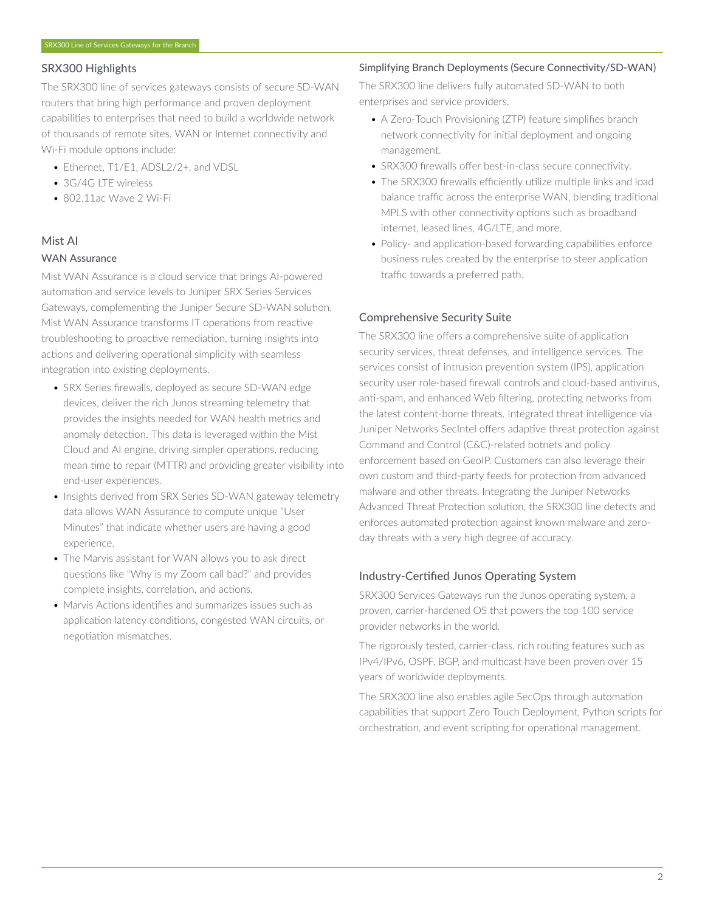## SRX300 Highlights

The SRX300 line of services gateways consists of secure SD-WAN routers that bring high performance and proven deployment capabilities to enterprises that need to build a worldwide network of thousands of remote sites. WAN or Internet connectivity and Wi-Fi module options include:

- Ethernet, T1/E1, ADSL2/2+, and VDSL
- 3G/4G LTE wireless
- 802.11ac Wave 2 Wi-Fi

## Mist AI

### WAN Assurance

Mist WAN Assurance is a cloud service that brings AI-powered automation and service levels to Juniper SRX Series Services Gateways, complementing the Juniper Secure SD-WAN solution. Mist WAN Assurance transforms IT operations from reactive troubleshooting to proactive remediation, turning insights into actions and delivering operational simplicity with seamless integration into existing deployments.

- SRX Series firewalls, deployed as secure SD-WAN edge devices, deliver the rich Junos streaming telemetry that provides the insights needed for WAN health metrics and anomaly detection. This data is leveraged within the Mist Cloud and AI engine, driving simpler operations, reducing mean time to repair (MTTR) and providing greater visibility into end-user experiences.
- Insights derived from SRX Series SD-WAN gateway telemetry data allows WAN Assurance to compute unique "User Minutes" that indicate whether users are having a good experience.
- The Marvis assistant for WAN allows you to ask direct questions like "Why is my Zoom call bad?" and provides complete insights, correlation, and actions.
- Marvis Actions identifies and summarizes issues such as application latency conditions, congested WAN circuits, or negotiation mismatches.

### Simplifying Branch Deployments (Secure Connectivity/SD-WAN)

The SRX300 line delivers fully automated SD-WAN to both enterprises and service providers.

- A Zero-Touch Provisioning (ZTP) feature simplifies branch network connectivity for initial deployment and ongoing management.
- SRX300 firewalls offer best-in-class secure connectivity.
- The SRX300 firewalls efficiently utilize multiple links and load balance traffic across the enterprise WAN, blending traditional MPLS with other connectivity options such as broadband internet, leased lines, 4G/LTE, and more.
- Policy- and application-based forwarding capabilities enforce business rules created by the enterprise to steer application traffic towards a preferred path.

## Comprehensive Security Suite

The SRX300 line offers a comprehensive suite of application security services, threat defenses, and intelligence services. The services consist of intrusion prevention system (IPS), application security user role-based firewall controls and cloud-based antivirus, anti-spam, and enhanced Web filtering, protecting networks from the latest content-borne threats. Integrated threat intelligence via Juniper Networks SecIntel offers adaptive threat protection against Command and Control (C&C)-related botnets and policy enforcement based on GeoIP. Customers can also leverage their own custom and third-party feeds for protection from advanced malware and other threats. Integrating the Juniper Networks Advanced Threat Protection solution, the SRX300 line detects and enforces automated protection against known malware and zero-day threats with a very high degree of accuracy.

## Industry-Certified Junos Operating System

SRX300 Services Gateways run the Junos operating system, a proven, carrier-hardened OS that powers the top 100 service provider networks in the world.

The rigorously tested, carrier-class, rich routing features such as IPv4/IPv6, OSPF, BGP, and multicast have been proven over 15 years of worldwide deployments.

The SRX300 line also enables agile SecOps through automation capabilities that support Zero Touch Deployment, Python scripts for orchestration, and event scripting for operational management.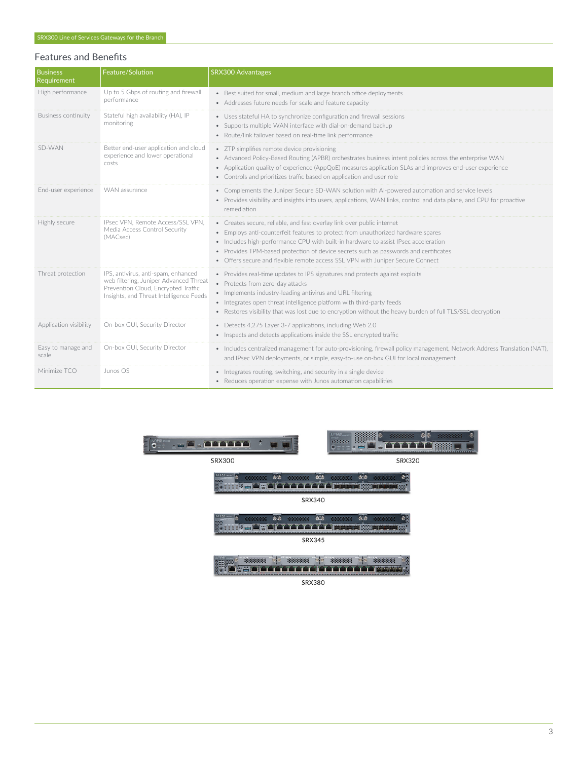## Features and Benefits

| Business Requirement | Feature/Solution | SRX300 Advantages |
| --- | --- | --- |
| High performance | Up to 5 Gbps of routing and firewall performance | • Best suited for small, medium and large branch office deployments<br>• Addresses future needs for scale and feature capacity |
| Business continuity | Stateful high availability (HA), IP monitoring | • Uses stateful HA to synchronize configuration and firewall sessions<br>• Supports multiple WAN interface with dial-on-demand backup<br>• Route/link failover based on real-time link performance |
| SD-WAN | Better end-user application and cloud experience and lower operational costs | • ZTP simplifies remote device provisioning<br>• Advanced Policy-Based Routing (APBR) orchestrates business intent policies across the enterprise WAN<br>• Application quality of experience (AppQoE) measures application SLAs and improves end-user experience<br>• Controls and prioritizes traffic based on application and user role |
| End-user experience | WAN assurance | • Complements the Juniper Secure SD-WAN solution with AI-powered automation and service levels<br>• Provides visibility and insights into users, applications, WAN links, control and data plane, and CPU for proactive remediation |
| Highly secure | IPsec VPN, Remote Access/SSL VPN, Media Access Control Security (MACsec) | • Creates secure, reliable, and fast overlay link over public internet<br>• Employs anti-counterfeit features to protect from unauthorized hardware spares<br>• Includes high-performance CPU with built-in hardware to assist IPsec acceleration<br>• Provides TPM-based protection of device secrets such as passwords and certificates<br>• Offers secure and flexible remote access SSL VPN with Juniper Secure Connect |
| Threat protection | IPS, antivirus, anti-spam, enhanced web filtering, Juniper Advanced Threat Prevention Cloud, Encrypted Traffic Insights, and Threat Intelligence Feeds | • Provides real-time updates to IPS signatures and protects against exploits<br>• Protects from zero-day attacks<br>• Implements industry-leading antivirus and URL filtering<br>• Integrates open threat intelligence platform with third-party feeds<br>• Restores visibility that was lost due to encryption without the heavy burden of full TLS/SSL decryption |
| Application visibility | On-box GUI, Security Director | • Detects 4,275 Layer 3-7 applications, including Web 2.0<br>• Inspects and detects applications inside the SSL encrypted traffic |
| Easy to manage and scale | On-box GUI, Security Director | • Includes centralized management for auto-provisioning, firewall policy management, Network Address Translation (NAT), and IPsec VPN deployments, or simple, easy-to-use on-box GUI for local management |
| Minimize TCO | Junos OS | • Integrates routing, switching, and security in a single device<br>• Reduces operation expense with Junos automation capabilities |

SRX300

SRX320

SRX340

SRX345

SRX380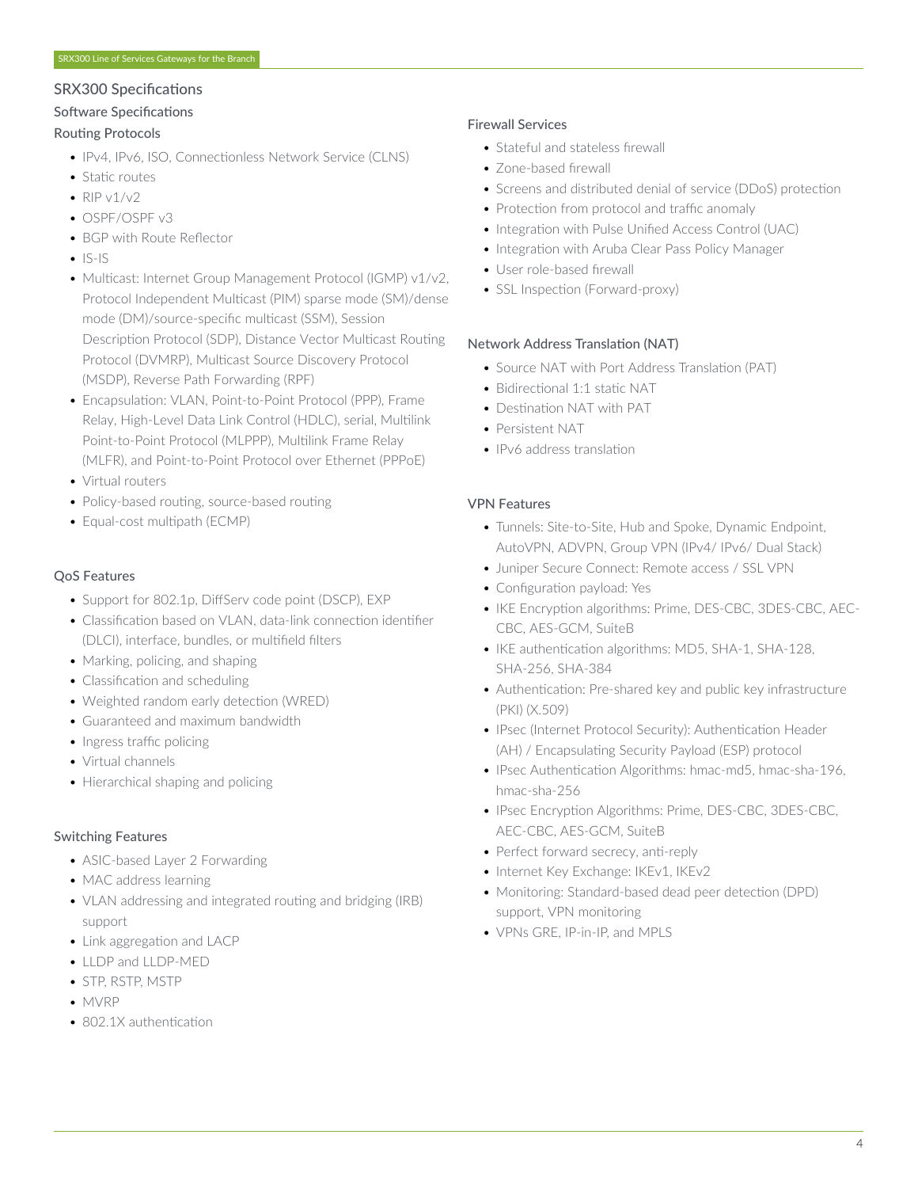## SRX300 Specifications

### Software Specifications

#### Routing Protocols

- IPv4, IPv6, ISO, Connectionless Network Service (CLNS)
- Static routes
- RIP v1/v2
- OSPF/OSPF v3
- BGP with Route Reflector
- IS-IS
- Multicast: Internet Group Management Protocol (IGMP) v1/v2, Protocol Independent Multicast (PIM) sparse mode (SM)/dense mode (DM)/source-specific multicast (SSM), Session Description Protocol (SDP), Distance Vector Multicast Routing Protocol (DVMRP), Multicast Source Discovery Protocol (MSDP), Reverse Path Forwarding (RPF)
- Encapsulation: VLAN, Point-to-Point Protocol (PPP), Frame Relay, High-Level Data Link Control (HDLC), serial, Multilink Point-to-Point Protocol (MLPPP), Multilink Frame Relay (MLFR), and Point-to-Point Protocol over Ethernet (PPPoE)
- Virtual routers
- Policy-based routing, source-based routing
- Equal-cost multipath (ECMP)

#### QoS Features

- Support for 802.1p, DiffServ code point (DSCP), EXP
- Classification based on VLAN, data-link connection identifier (DLCI), interface, bundles, or multifield filters
- Marking, policing, and shaping
- Classification and scheduling
- Weighted random early detection (WRED)
- Guaranteed and maximum bandwidth
- Ingress traffic policing
- Virtual channels
- Hierarchical shaping and policing

#### Switching Features

- ASIC-based Layer 2 Forwarding
- MAC address learning
- VLAN addressing and integrated routing and bridging (IRB) support
- Link aggregation and LACP
- LLDP and LLDP-MED
- STP, RSTP, MSTP
- MVRP
- 802.1X authentication

#### Firewall Services

- Stateful and stateless firewall
- Zone-based firewall
- Screens and distributed denial of service (DDoS) protection
- Protection from protocol and traffic anomaly
- Integration with Pulse Unified Access Control (UAC)
- Integration with Aruba Clear Pass Policy Manager
- User role-based firewall
- SSL Inspection (Forward-proxy)

#### Network Address Translation (NAT)

- Source NAT with Port Address Translation (PAT)
- Bidirectional 1:1 static NAT
- Destination NAT with PAT
- Persistent NAT
- IPv6 address translation

#### VPN Features

- Tunnels: Site-to-Site, Hub and Spoke, Dynamic Endpoint, AutoVPN, ADVPN, Group VPN (IPv4/ IPv6/ Dual Stack)
- Juniper Secure Connect: Remote access / SSL VPN
- Configuration payload: Yes
- IKE Encryption algorithms: Prime, DES-CBC, 3DES-CBC, AEC-CBC, AES-GCM, SuiteB
- IKE authentication algorithms: MD5, SHA-1, SHA-128, SHA-256, SHA-384
- Authentication: Pre-shared key and public key infrastructure (PKI) (X.509)
- IPsec (Internet Protocol Security): Authentication Header (AH) / Encapsulating Security Payload (ESP) protocol
- IPsec Authentication Algorithms: hmac-md5, hmac-sha-196, hmac-sha-256
- IPsec Encryption Algorithms: Prime, DES-CBC, 3DES-CBC, AEC-CBC, AES-GCM, SuiteB
- Perfect forward secrecy, anti-reply
- Internet Key Exchange: IKEv1, IKEv2
- Monitoring: Standard-based dead peer detection (DPD) support, VPN monitoring
- VPNs GRE, IP-in-IP, and MPLS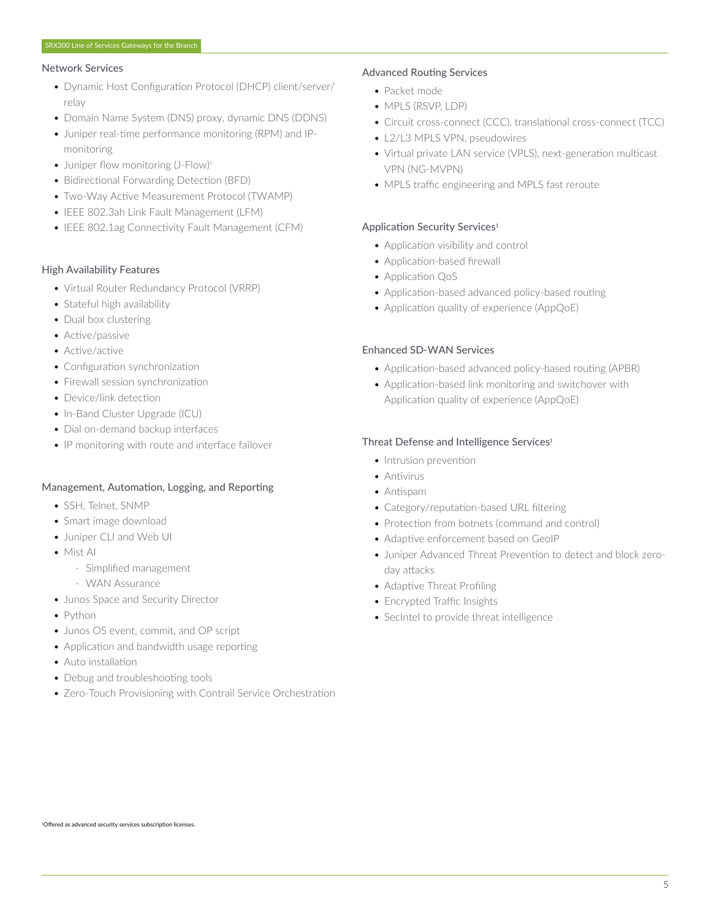### Network Services

- Dynamic Host Configuration Protocol (DHCP) client/server/relay
- Domain Name System (DNS) proxy, dynamic DNS (DDNS)
- Juniper real-time performance monitoring (RPM) and IP-monitoring
- Juniper flow monitoring (J-Flow)[1]
- Bidirectional Forwarding Detection (BFD)
- Two-Way Active Measurement Protocol (TWAMP)
- IEEE 802.3ah Link Fault Management (LFM)
- IEEE 802.1ag Connectivity Fault Management (CFM)

### High Availability Features

- Virtual Router Redundancy Protocol (VRRP)
- Stateful high availability
- Dual box clustering
- Active/passive
- Active/active
- Configuration synchronization
- Firewall session synchronization
- Device/link detection
- In-Band Cluster Upgrade (ICU)
- Dial on-demand backup interfaces
- IP monitoring with route and interface failover

### Management, Automation, Logging, and Reporting

- SSH, Telnet, SNMP
- Smart image download
- Juniper CLI and Web UI
- Mist AI
  - Simplified management
  - WAN Assurance
- Junos Space and Security Director
- Python
- Junos OS event, commit, and OP script
- Application and bandwidth usage reporting
- Auto installation
- Debug and troubleshooting tools
- Zero-Touch Provisioning with Contrail Service Orchestration

### Advanced Routing Services

- Packet mode
- MPLS (RSVP, LDP)
- Circuit cross-connect (CCC), translational cross-connect (TCC)
- L2/L3 MPLS VPN, pseudowires
- Virtual private LAN service (VPLS), next-generation multicast VPN (NG-MVPN)
- MPLS traffic engineering and MPLS fast reroute

### Application Security Services[1]

- Application visibility and control
- Application-based firewall
- Application QoS
- Application-based advanced policy-based routing
- Application quality of experience (AppQoE)

### Enhanced SD-WAN Services

- Application-based advanced policy-based routing (APBR)
- Application-based link monitoring and switchover with Application quality of experience (AppQoE)

### Threat Defense and Intelligence Services[1]

- Intrusion prevention
- Antivirus
- Antispam
- Category/reputation-based URL filtering
- Protection from botnets (command and control)
- Adaptive enforcement based on GeoIP
- Juniper Advanced Threat Prevention to detect and block zero-day attacks
- Adaptive Threat Profiling
- Encrypted Traffic Insights
- SecIntel to provide threat intelligence

[1]Offered as advanced security services subscription licenses.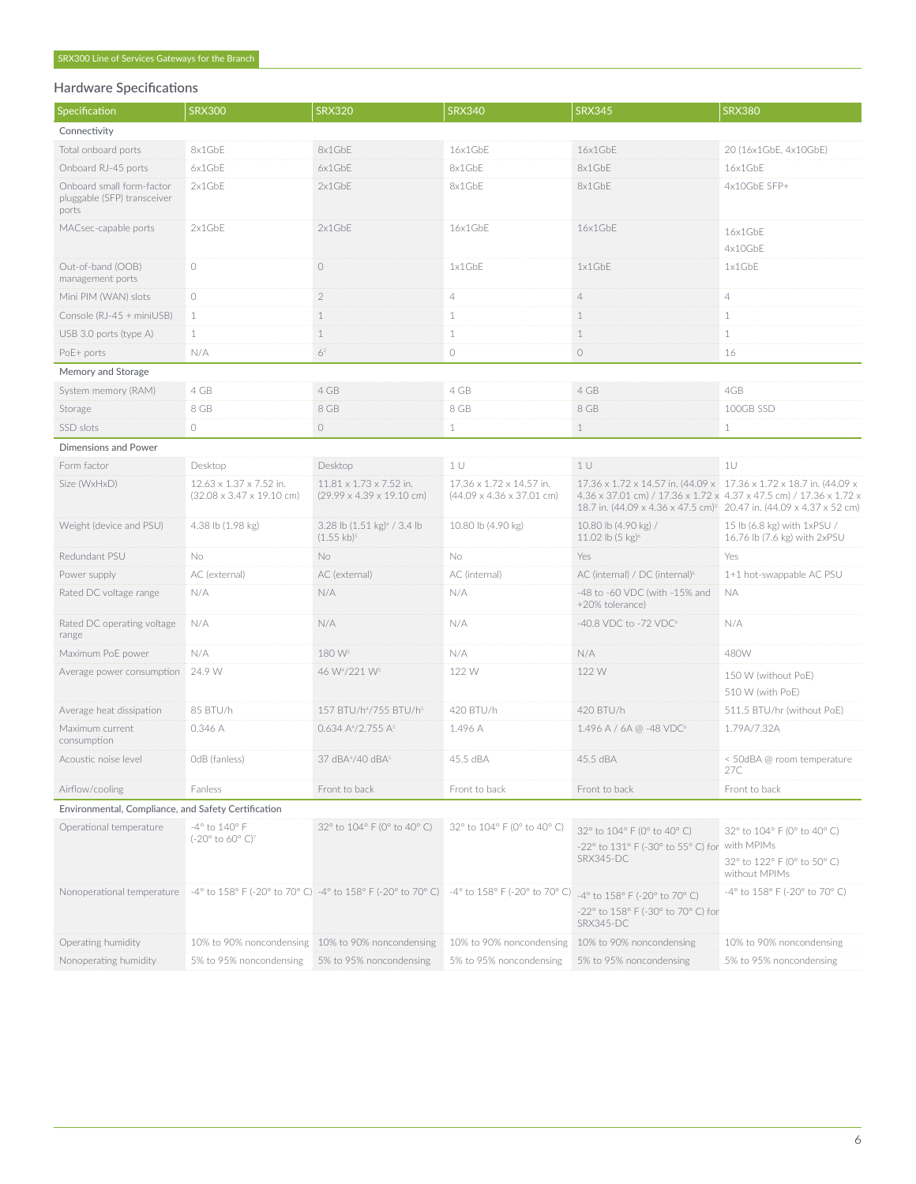## Hardware Specifications

| Specification | SRX300 | SRX320 | SRX340 | SRX345 | SRX380 |
|---|---|---|---|---|---|
| **Connectivity** | | | | | |
| Total onboard ports | 8x1GbE | 8x1GbE | 16x1GbE | 16x1GbE | 20 (16x1GbE, 4x10GbE) |
| Onboard RJ-45 ports | 6x1GbE | 6x1GbE | 8x1GbE | 8x1GbE | 16x1GbE |
| Onboard small form-factor pluggable (SFP) transceiver ports | 2x1GbE | 2x1GbE | 8x1GbE | 8x1GbE | 4x10GbE SFP+ |
| MACsec-capable ports | 2x1GbE | 2x1GbE | 16x1GbE | 16x1GbE | 16x1GbE 4x10GbE |
| Out-of-band (OOB) management ports | 0 | 0 | 1x1GbE | 1x1GbE | 1x1GbE |
| Mini PIM (WAN) slots | 0 | 2 | 4 | 4 | 4 |
| Console (RJ-45 + miniUSB) | 1 | 1 | 1 | 1 | 1 |
| USB 3.0 ports (type A) | 1 | 1 | 1 | 1 | 1 |
| PoE+ ports | N/A | 6[2] | 0 | 0 | 16 |
| **Memory and Storage** | | | | | |
| System memory (RAM) | 4 GB | 4 GB | 4 GB | 4 GB | 4GB |
| Storage | 8 GB | 8 GB | 8 GB | 8 GB | 100GB SSD |
| SSD slots | 0 | 0 | 1 | 1 | 1 |
| **Dimensions and Power** | | | | | |
| Form factor | Desktop | Desktop | 1 U | 1 U | 1U |
| Size (WxHxD) | 12.63 x 1.37 x 7.52 in. (32.08 x 3.47 x 19.10 cm) | 11.81 x 1.73 x 7.52 in. (29.99 x 4.39 x 19.10 cm) | 17.36 x 1.72 x 14.57 in. (44.09 x 4.36 x 37.01 cm) | 17.36 x 1.72 x 14.57 in. (44.09 x 4.36 x 37.01 cm) / 17.36 x 1.72 x 18.7 in. (44.09 x 4.36 x 47.5 cm)[6] | 17.36 x 1.72 x 18.7 in. (44.09 x 4.37 x 47.5 cm) / 17.36 x 1.72 x 20.47 in. (44.09 x 4.37 x 52 cm) |
| Weight (device and PSU) | 4.38 lb (1.98 kg) | 3.28 lb (1.51 kg)[4] / 3.4 lb (1.55 kb)[5] | 10.80 lb (4.90 kg) | 10.80 lb (4.90 kg) / 11.02 lb (5 kg)[6] | 15 lb (6.8 kg) with 1xPSU / 16.76 lb (7.6 kg) with 2xPSU |
| Redundant PSU | No | No | No | Yes | Yes |
| Power supply | AC (external) | AC (external) | AC (internal) | AC (internal) / DC (internal)[6] | 1+1 hot-swappable AC PSU |
| Rated DC voltage range | N/A | N/A | N/A | -48 to -60 VDC (with -15% and +20% tolerance) | NA |
| Rated DC operating voltage range | N/A | N/A | N/A | -40.8 VDC to -72 VDC[6] | N/A |
| Maximum PoE power | N/A | 180 W[5] | N/A | N/A | 480W |
| Average power consumption | 24.9 W | 46 W[4]/221 W[5] | 122 W | 122 W | 150 W (without PoE) 510 W (with PoE) |
| Average heat dissipation | 85 BTU/h | 157 BTU/h[4]/755 BTU/h[5] | 420 BTU/h | 420 BTU/h | 511.5 BTU/hr (without PoE) |
| Maximum current consumption | 0.346 A | 0.634 A[4]/2.755 A[5] | 1.496 A | 1.496 A / 6A @ -48 VDC[6] | 1.79A/7.32A |
| Acoustic noise level | 0dB (fanless) | 37 dBA[4]/40 dBA[5] | 45.5 dBA | 45.5 dBA | < 50dBA @ room temperature 27C |
| Airflow/cooling | Fanless | Front to back | Front to back | Front to back | Front to back |
| **Environmental, Compliance, and Safety Certification** | | | | | |
| Operational temperature | -4° to 140° F (-20° to 60° C)[7] | 32° to 104° F (0° to 40° C) | 32° to 104° F (0° to 40° C) | 32° to 104° F (0° to 40° C) -22° to 131° F (-30° to 55° C) for SRX345-DC | 32° to 104° F (0° to 40° C) with MPIMs 32° to 122° F (0° to 50° C) without MPIMs |
| Nonoperational temperature | -4° to 158° F (-20° to 70° C) | -4° to 158° F (-20° to 70° C) | -4° to 158° F (-20° to 70° C) | -4° to 158° F (-20° to 70° C) -22° to 158° F (-30° to 70° C) for SRX345-DC | -4° to 158° F (-20° to 70° C) |
| Operating humidity | 10% to 90% noncondensing | 10% to 90% noncondensing | 10% to 90% noncondensing | 10% to 90% noncondensing | 10% to 90% noncondensing |
| Nonoperating humidity | 5% to 95% noncondensing | 5% to 95% noncondensing | 5% to 95% noncondensing | 5% to 95% noncondensing | 5% to 95% noncondensing |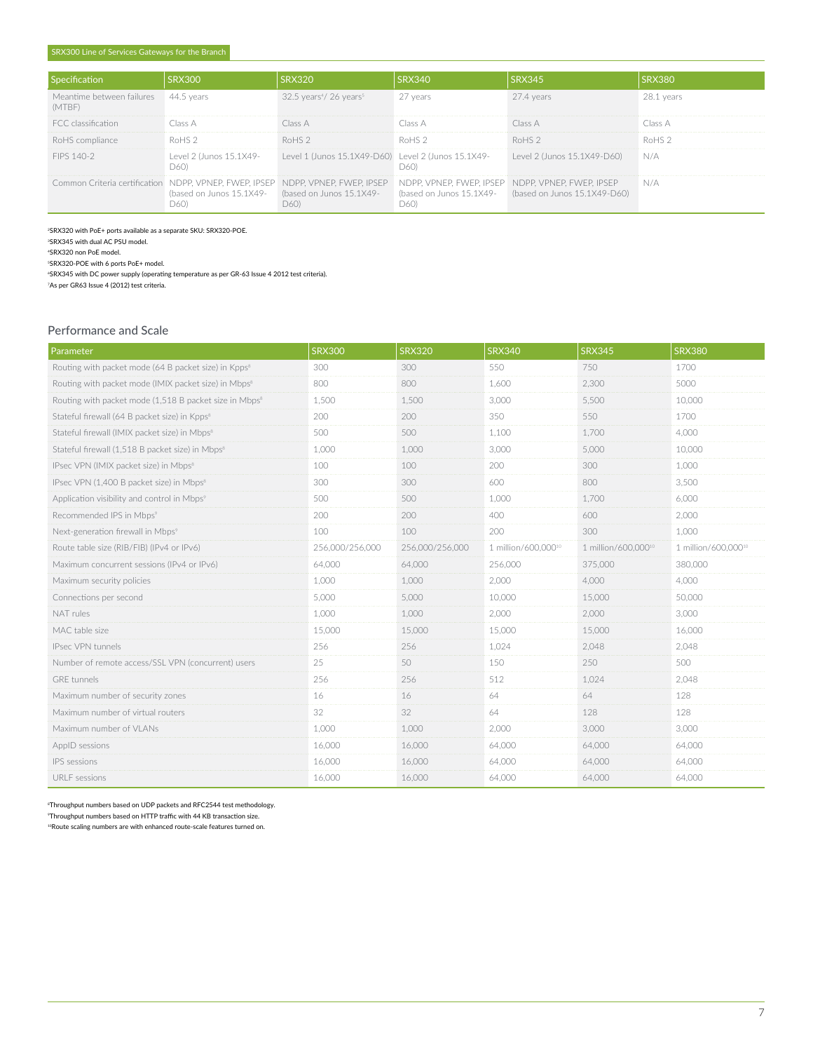| Specification | SRX300 | SRX320 | SRX340 | SRX345 | SRX380 |
|---|---|---|---|---|---|
| Meantime between failures (MTBF) | 44.5 years | 32.5 years[4]/ 26 years[5] | 27 years | 27.4 years | 28.1 years |
| FCC classification | Class A | Class A | Class A | Class A | Class A |
| RoHS compliance | RoHS 2 | RoHS 2 | RoHS 2 | RoHS 2 | RoHS 2 |
| FIPS 140-2 | Level 2 (Junos 15.1X49-D60) | Level 1 (Junos 15.1X49-D60) | Level 2 (Junos 15.1X49-D60) | Level 2 (Junos 15.1X49-D60) | N/A |
| Common Criteria certification | NDPP, VPNEP, FWEP, IPSEP (based on Junos 15.1X49-D60) | NDPP, VPNEP, FWEP, IPSEP (based on Junos 15.1X49-D60) | NDPP, VPNEP, FWEP, IPSEP (based on Junos 15.1X49-D60) | NDPP, VPNEP, FWEP, IPSEP (based on Junos 15.1X49-D60) | N/A |

[2]SRX320 with PoE+ ports available as a separate SKU: SRX320-POE.

[3]SRX345 with dual AC PSU model.

[4]SRX320 non PoE model.

[5]SRX320-POE with 6 ports PoE+ model.

[6]SRX345 with DC power supply (operating temperature as per GR-63 Issue 4 2012 test criteria).

[7]As per GR63 Issue 4 (2012) test criteria.

## Performance and Scale

| Parameter | SRX300 | SRX320 | SRX340 | SRX345 | SRX380 |
|---|---|---|---|---|---|
| Routing with packet mode (64 B packet size) in Kpps[8] | 300 | 300 | 550 | 750 | 1700 |
| Routing with packet mode (IMIX packet size) in Mbps[8] | 800 | 800 | 1,600 | 2,300 | 5000 |
| Routing with packet mode (1,518 B packet size in Mbps[8] | 1,500 | 1,500 | 3,000 | 5,500 | 10,000 |
| Stateful firewall (64 B packet size) in Kpps[8] | 200 | 200 | 350 | 550 | 1700 |
| Stateful firewall (IMIX packet size) in Mbps[8] | 500 | 500 | 1,100 | 1,700 | 4,000 |
| Stateful firewall (1,518 B packet size) in Mbps[8] | 1,000 | 1,000 | 3,000 | 5,000 | 10,000 |
| IPsec VPN (IMIX packet size) in Mbps[8] | 100 | 100 | 200 | 300 | 1,000 |
| IPsec VPN (1,400 B packet size) in Mbps[8] | 300 | 300 | 600 | 800 | 3,500 |
| Application visibility and control in Mbps[9] | 500 | 500 | 1,000 | 1,700 | 6,000 |
| Recommended IPS in Mbps[9] | 200 | 200 | 400 | 600 | 2,000 |
| Next-generation firewall in Mbps[9] | 100 | 100 | 200 | 300 | 1,000 |
| Route table size (RIB/FIB) (IPv4 or IPv6) | 256,000/256,000 | 256,000/256,000 | 1 million/600,000[10] | 1 million/600,000[10] | 1 million/600,000[10] |
| Maximum concurrent sessions (IPv4 or IPv6) | 64,000 | 64,000 | 256,000 | 375,000 | 380,000 |
| Maximum security policies | 1,000 | 1,000 | 2,000 | 4,000 | 4,000 |
| Connections per second | 5,000 | 5,000 | 10,000 | 15,000 | 50,000 |
| NAT rules | 1,000 | 1,000 | 2,000 | 2,000 | 3,000 |
| MAC table size | 15,000 | 15,000 | 15,000 | 15,000 | 16,000 |
| IPsec VPN tunnels | 256 | 256 | 1,024 | 2,048 | 2,048 |
| Number of remote access/SSL VPN (concurrent) users | 25 | 50 | 150 | 250 | 500 |
| GRE tunnels | 256 | 256 | 512 | 1,024 | 2,048 |
| Maximum number of security zones | 16 | 16 | 64 | 64 | 128 |
| Maximum number of virtual routers | 32 | 32 | 64 | 128 | 128 |
| Maximum number of VLANs | 1,000 | 1,000 | 2,000 | 3,000 | 3,000 |
| AppID sessions | 16,000 | 16,000 | 64,000 | 64,000 | 64,000 |
| IPS sessions | 16,000 | 16,000 | 64,000 | 64,000 | 64,000 |
| URLF sessions | 16,000 | 16,000 | 64,000 | 64,000 | 64,000 |

[8]Throughput numbers based on UDP packets and RFC2544 test methodology.

[9]Throughput numbers based on HTTP traffic with 44 KB transaction size.

[10]Route scaling numbers are with enhanced route-scale features turned on.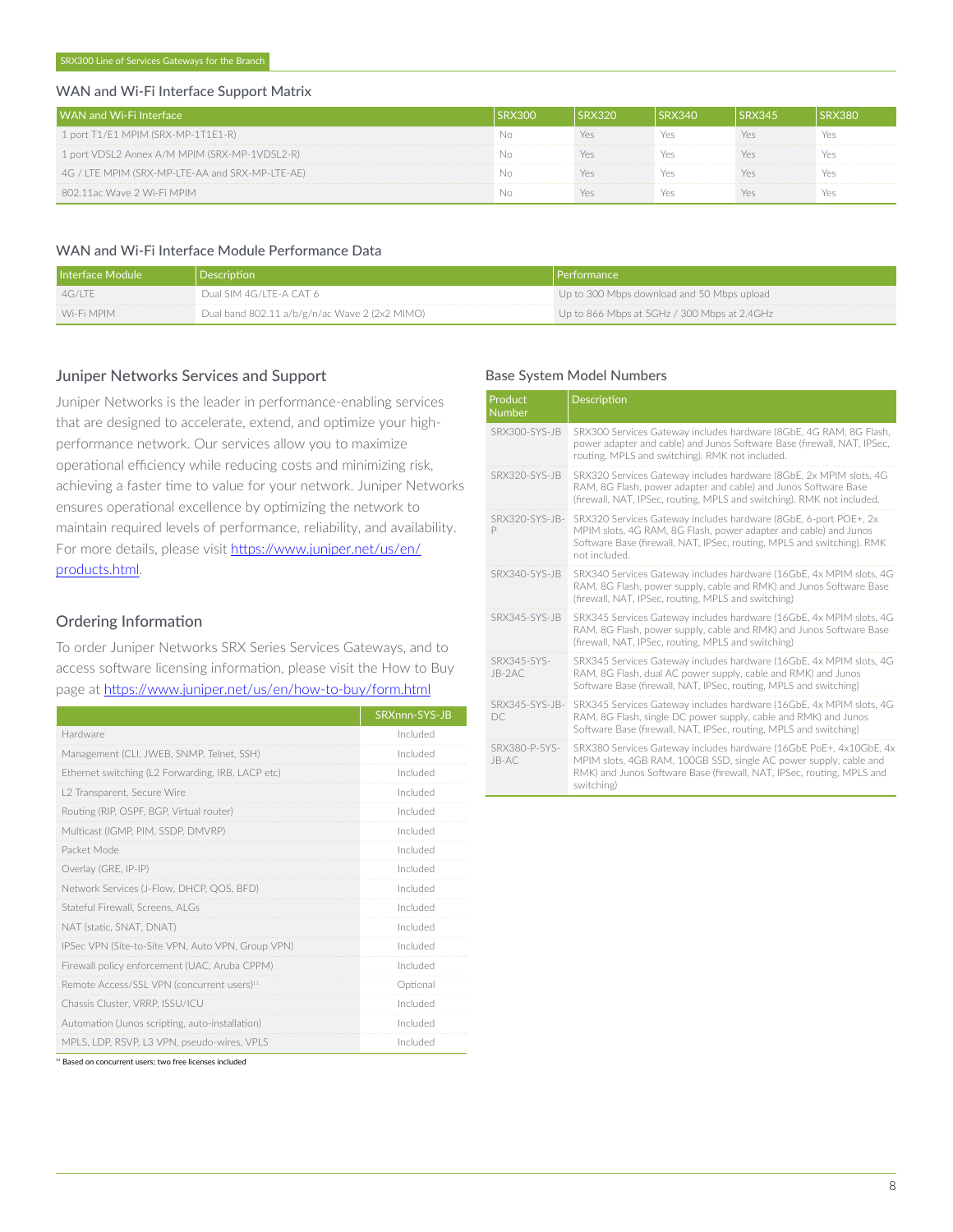## WAN and Wi-Fi Interface Support Matrix

| WAN and Wi-Fi Interface | SRX300 | SRX320 | SRX340 | SRX345 | SRX380 |
|---|---|---|---|---|---|
| 1 port T1/E1 MPIM (SRX-MP-1T1E1-R) | No | Yes | Yes | Yes | Yes |
| 1 port VDSL2 Annex A/M MPIM (SRX-MP-1VDSL2-R) | No | Yes | Yes | Yes | Yes |
| 4G / LTE MPIM (SRX-MP-LTE-AA and SRX-MP-LTE-AE) | No | Yes | Yes | Yes | Yes |
| 802.11ac Wave 2 Wi-Fi MPIM | No | Yes | Yes | Yes | Yes |

## WAN and Wi-Fi Interface Module Performance Data

| Interface Module | Description | Performance |
|---|---|---|
| 4G/LTE | Dual SIM 4G/LTE-A CAT 6 | Up to 300 Mbps download and 50 Mbps upload |
| Wi-Fi MPIM | Dual band 802.11 a/b/g/n/ac Wave 2 (2x2 MIMO) | Up to 866 Mbps at 5GHz / 300 Mbps at 2.4GHz |

## Juniper Networks Services and Support

Juniper Networks is the leader in performance-enabling services that are designed to accelerate, extend, and optimize your high-performance network. Our services allow you to maximize operational efficiency while reducing costs and minimizing risk, achieving a faster time to value for your network. Juniper Networks ensures operational excellence by optimizing the network to maintain required levels of performance, reliability, and availability. For more details, please visit https://www.juniper.net/us/en/products.html.

## Ordering Information

To order Juniper Networks SRX Series Services Gateways, and to access software licensing information, please visit the How to Buy page at https://www.juniper.net/us/en/how-to-buy/form.html

| | SRXnnn-SYS-JB |
|---|---|
| Hardware | Included |
| Management (CLI, JWEB, SNMP, Telnet, SSH) | Included |
| Ethernet switching (L2 Forwarding, IRB, LACP etc) | Included |
| L2 Transparent, Secure Wire | Included |
| Routing (RIP, OSPF, BGP, Virtual router) | Included |
| Multicast (IGMP, PIM, SSDP, DMVRP) | Included |
| Packet Mode | Included |
| Overlay (GRE, IP-IP) | Included |
| Network Services (J-Flow, DHCP, QOS, BFD) | Included |
| Stateful Firewall, Screens, ALGs | Included |
| NAT (static, SNAT, DNAT) | Included |
| IPSec VPN (Site-to-Site VPN, Auto VPN, Group VPN) | Included |
| Firewall policy enforcement (UAC, Aruba CPPM) | Included |
| Remote Access/SSL VPN (concurrent users)[11] | Optional |
| Chassis Cluster, VRRP, ISSU/ICU | Included |
| Automation (Junos scripting, auto-installation) | Included |
| MPLS, LDP, RSVP, L3 VPN, pseudo-wires, VPLS | Included |

[11] Based on concurrent users; two free licenses included

## Base System Model Numbers

| Product Number | Description |
|---|---|
| SRX300-SYS-JB | SRX300 Services Gateway includes hardware (8GbE, 4G RAM, 8G Flash, power adapter and cable) and Junos Software Base (firewall, NAT, IPSec, routing, MPLS and switching). RMK not included. |
| SRX320-SYS-JB | SRX320 Services Gateway includes hardware (8GbE, 2x MPIM slots, 4G RAM, 8G Flash, power adapter and cable) and Junos Software Base (firewall, NAT, IPSec, routing, MPLS and switching). RMK not included. |
| SRX320-SYS-JB-P | SRX320 Services Gateway includes hardware (8GbE, 6-port POE+, 2x MPIM slots, 4G RAM, 8G Flash, power adapter and cable) and Junos Software Base (firewall, NAT, IPSec, routing, MPLS and switching). RMK not included. |
| SRX340-SYS-JB | SRX340 Services Gateway includes hardware (16GbE, 4x MPIM slots, 4G RAM, 8G Flash, power supply, cable and RMK) and Junos Software Base (firewall, NAT, IPSec, routing, MPLS and switching) |
| SRX345-SYS-JB | SRX345 Services Gateway includes hardware (16GbE, 4x MPIM slots, 4G RAM, 8G Flash, power supply, cable and RMK) and Junos Software Base (firewall, NAT, IPSec, routing, MPLS and switching) |
| SRX345-SYS-JB-2AC | SRX345 Services Gateway includes hardware (16GbE, 4x MPIM slots, 4G RAM, 8G Flash, dual AC power supply, cable and RMK) and Junos Software Base (firewall, NAT, IPSec, routing, MPLS and switching) |
| SRX345-SYS-JB-DC | SRX345 Services Gateway includes hardware (16GbE, 4x MPIM slots, 4G RAM, 8G Flash, single DC power supply, cable and RMK) and Junos Software Base (firewall, NAT, IPSec, routing, MPLS and switching) |
| SRX380-P-SYS-JB-AC | SRX380 Services Gateway includes hardware (16GbE PoE+, 4x10GbE, 4x MPIM slots, 4GB RAM, 100GB SSD, single AC power supply, cable and RMK) and Junos Software Base (firewall, NAT, IPSec, routing, MPLS and switching) |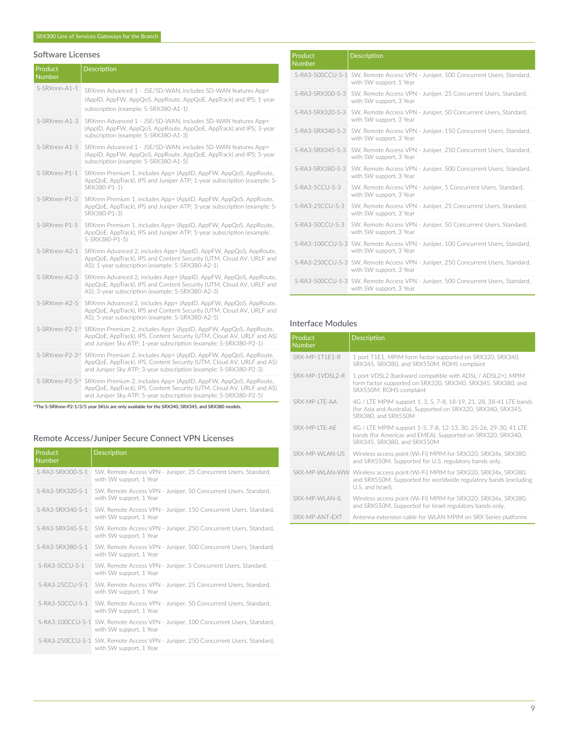## Software Licenses

| Product Number | Description |
|---|---|
| S-SRXnnn-A1-1 | SRXnnn Advanced 1 - JSE/SD-WAN, includes SD-WAN features App+ (AppID, AppFW, AppQoS, AppRoute, AppQoE, AppTrack) and IPS; 1-year subscription (example: S-SRX380-A1-1) |
| S-SRXnnn-A1-3 | SRXnnn Advanced 1 - JSE/SD-WAN, includes SD-WAN features App+ (AppID, AppFW, AppQoS, AppRoute, AppQoE, AppTrack) and IPS; 3-year subscription (example: S-SRX380-A1-3) |
| S-SRXnnn-A1-5 | SRXnnn Advanced 1 - JSE/SD-WAN, includes SD-WAN features App+ (AppID, AppFW, AppQoS, AppRoute, AppQoE, AppTrack) and IPS; 5-year subscription (example: S-SRX380-A1-5] |
| S-SRXnnn-P1-1 | SRXnnn Premium 1, includes App+ (AppID, AppFW, AppQoS, AppRoute, AppQoE, AppTrack), IPS and Juniper ATP; 1-year subscription (example: S-SRX380-P1-1) |
| S-SRXnnn-P1-3 | SRXnnn Premium 1, includes App+ (AppID, AppFW, AppQoS, AppRoute, AppQoE, AppTrack), IPS and Juniper ATP; 3-year subscription (example: S-SRX380-P1-3) |
| S-SRXnnn-P1-5 | SRXnnn Premium 1, includes App+ (AppID, AppFW, AppQoS, AppRoute, AppQoE, AppTrack), IPS and Juniper ATP; 5-year subscription (example: S-SRX380-P1-5) |
| S-SRXnnn-A2-1 | SRXnnn Advanced 2, includes App+ (AppID, AppFW, AppQoS, AppRoute, AppQoE, AppTrack), IPS and Content Security (UTM, Cloud AV, URLF and AS); 1-year subscription (example: S-SRX380-A2-1) |
| S-SRXnnn-A2-3 | SRXnnn Advanced 2, includes App+ (AppID, AppFW, AppQoS, AppRoute, AppQoE, AppTrack), IPS and Content Security (UTM, Cloud AV, URLF and AS); 3-year subscription (example: S-SRX380-A2-3) |
| S-SRXnnn-A2-5 | SRXnnn Advanced 2, includes App+ (AppID, AppFW, AppQoS, AppRoute, AppQoE, AppTrack), IPS and Content Security (UTM, Cloud AV, URLF and AS); 5-year subscription (example: S-SRX380-A2-5) |
| S-SRXnnn-P2-1[12] | SRXnnn Premium 2, includes App+ (AppID, AppFW, AppQoS, AppRoute, AppQoE, AppTrack), IPS, Content Security (UTM, Cloud AV, URLF and AS) and Juniper Sky ATP; 1-year subscription (example: S-SRX380-P2-1) |
| S-SRXnnn-P2-3[12] | SRXnnn Premium 2, includes App+ (AppID, AppFW, AppQoS, AppRoute, AppQoE, AppTrack), IPS, Content Security (UTM, Cloud AV, URLF and AS) and Juniper Sky ATP; 3-year subscription (example: S-SRX380-P2-3) |
| S-SRXnnn-P2-5[12] | SRXnnn Premium 2, includes App+ (AppID, AppFW, AppQoS, AppRoute, AppQoE, AppTrack), IPS, Content Security (UTM, Cloud AV, URLF and AS) and Juniper Sky ATP; 5-year subscription (example: S-SRX380-P2-5) |

[12]The S-SRXnnn-P2-1/3/5 year SKUs are only available for the SRX340, SRX345, and SRX380 models.

## Remote Access/Juniper Secure Connect VPN Licenses

| Product Number | Description |
|---|---|
| S-RA3-SRX300-S-1 | SW, Remote Access VPN - Juniper, 25 Concurrent Users, Standard, with SW support, 1 Year |
| S-RA3-SRX320-S-1 | SW, Remote Access VPN - Juniper, 50 Concurrent Users, Standard, with SW support, 1 Year |
| S-RA3-SRX340-S-1 | SW, Remote Access VPN - Juniper, 150 Concurrent Users, Standard, with SW support, 1 Year |
| S-RA3-SRX345-S-1 | SW, Remote Access VPN - Juniper, 250 Concurrent Users, Standard, with SW support, 1 Year |
| S-RA3-SRX380-S-1 | SW, Remote Access VPN - Juniper, 500 Concurrent Users, Standard, with SW support, 1 Year |
| S-RA3-5CCU-S-1 | SW, Remote Access VPN - Juniper, 5 Concurrent Users, Standard, with SW support, 1 Year |
| S-RA3-25CCU-S-1 | SW, Remote Access VPN - Juniper, 25 Concurrent Users, Standard, with SW support, 1 Year |
| S-RA3-50CCU-S-1 | SW, Remote Access VPN - Juniper, 50 Concurrent Users, Standard, with SW support, 1 Year |
| S-RA3-100CCU-S-1 | SW, Remote Access VPN - Juniper, 100 Concurrent Users, Standard, with SW support, 1 Year |
| S-RA3-250CCU-S-1 | SW, Remote Access VPN - Juniper, 250 Concurrent Users, Standard, with SW support, 1 Year |
| S-RA3-500CCU-S-1 | SW, Remote Access VPN - Juniper, 500 Concurrent Users, Standard, with SW support, 1 Year |
| S-RA3-SRX300-S-3 | SW, Remote Access VPN - Juniper, 25 Concurrent Users, Standard, with SW support, 3 Year |
| S-RA3-SRX320-S-3 | SW, Remote Access VPN - Juniper, 50 Concurrent Users, Standard, with SW support, 3 Year |
| S-RA3-SRX340-S-3 | SW, Remote Access VPN - Juniper, 150 Concurrent Users, Standard, with SW support, 3 Year |
| S-RA3-SRX345-S-3 | SW, Remote Access VPN - Juniper, 250 Concurrent Users, Standard, with SW support, 3 Year |
| S-RA3-SRX380-S-3 | SW, Remote Access VPN - Juniper, 500 Concurrent Users, Standard, with SW support, 3 Year |
| S-RA3-5CCU-S-3 | SW, Remote Access VPN - Juniper, 5 Concurrent Users, Standard, with SW support, 3 Year |
| S-RA3-25CCU-S-3 | SW, Remote Access VPN - Juniper, 25 Concurrent Users, Standard, with SW support, 3 Year |
| S-RA3-50CCU-S-3 | SW, Remote Access VPN - Juniper, 50 Concurrent Users, Standard, with SW support, 3 Year |
| S-RA3-100CCU-S-3 | SW, Remote Access VPN - Juniper, 100 Concurrent Users, Standard, with SW support, 3 Year |
| S-RA3-250CCU-S-3 | SW, Remote Access VPN - Juniper, 250 Concurrent Users, Standard, with SW support, 3 Year |
| S-RA3-500CCU-S-3 | SW, Remote Access VPN - Juniper, 500 Concurrent Users, Standard, with SW support, 3 Year |

## Interface Modules

| Product Number | Description |
|---|---|
| SRX-MP-1T1E1-R | 1 port T1E1, MPIM form factor supported on SRX320, SRX340, SRX345, SRX380, and SRX550M. ROHS complaint |
| SRX-MP-1VDSL2-R | 1 port VDSL2 (backward compatible with ADSL / ADSL2+), MPIM form factor supported on SRX320, SRX340, SRX345, SRX380, and SRX550M. ROHS complaint |
| SRX-MP-LTE-AA | 4G / LTE MPIM support 1, 3, 5, 7-8, 18-19, 21, 28, 38-41 LTE bands (for Asia and Australia). Supported on SRX320, SRX340, SRX345, SRX380, and SRX550M |
| SRX-MP-LTE-AE | 4G / LTE MPIM support 1-5, 7-8, 12-13, 30, 25-26, 29-30, 41 LTE bands (for Americas and EMEA). Supported on SRX320, SRX340, SRX345, SRX380, and SRX550M |
| SRX-MP-WLAN-US | Wireless access point (Wi-Fi) MPIM for SRX320, SRX34x, SRX380, and SRX550M. Supported for U.S. regulatory bands only. |
| SRX-MP-WLAN-WW | Wireless access point (Wi-Fi) MPIM for SRX320, SRX34x, SRX380, and SRX550M. Supported for worldwide regulatory bands (excluding U.S. and Israel). |
| SRX-MP-WLAN-IL | Wireless access point (Wi-Fi) MPIM for SRX320, SRX34x, SRX380, and SRX550M. Supported for Israel regulatory bands only. |
| SRX-MP-ANT-EXT | Antenna extension cable for WLAN MPIM on SRX Series platforms |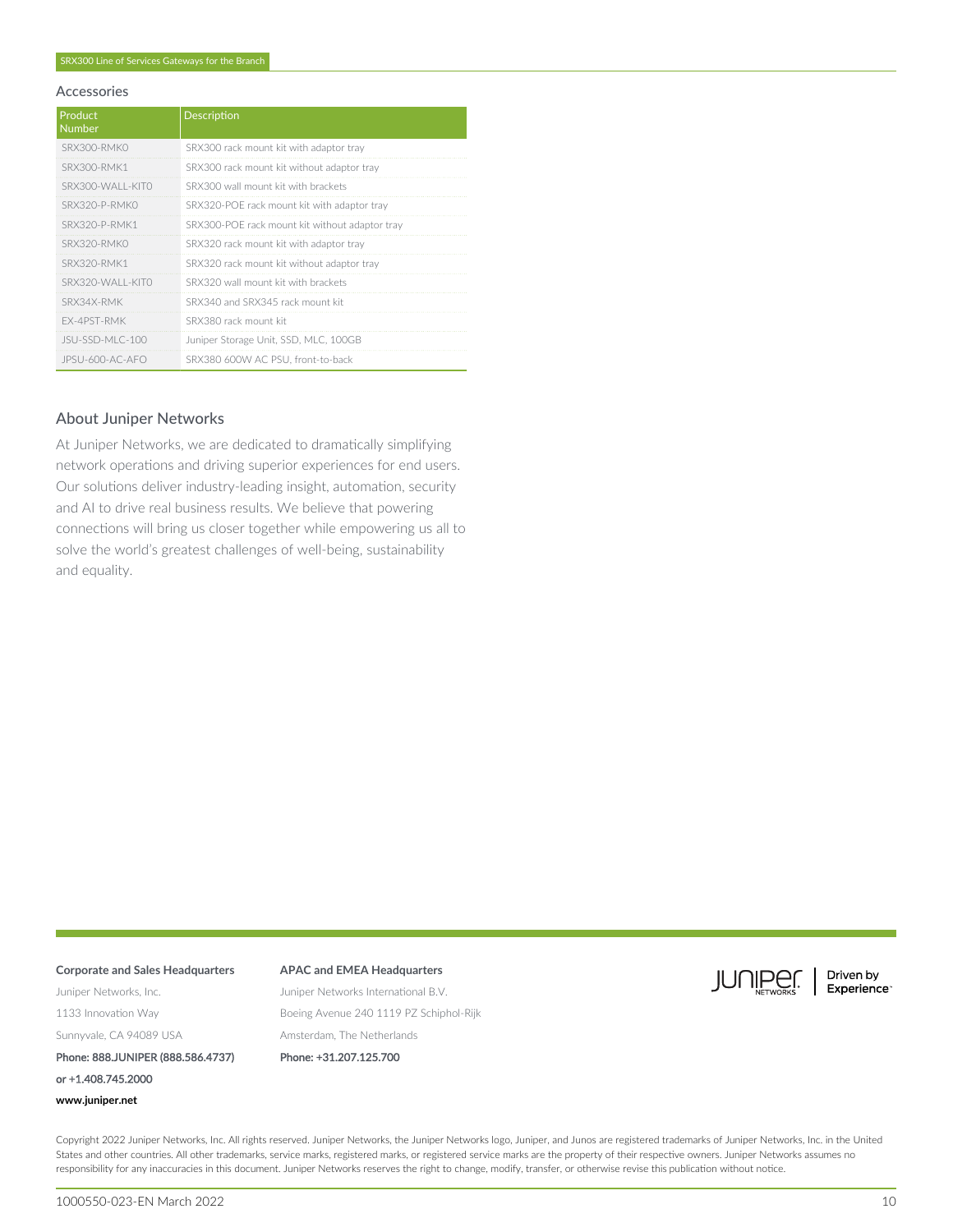## Accessories

| Product Number | Description |
|---|---|
| SRX300-RMK0 | SRX300 rack mount kit with adaptor tray |
| SRX300-RMK1 | SRX300 rack mount kit without adaptor tray |
| SRX300-WALL-KIT0 | SRX300 wall mount kit with brackets |
| SRX320-P-RMK0 | SRX320-POE rack mount kit with adaptor tray |
| SRX320-P-RMK1 | SRX300-POE rack mount kit without adaptor tray |
| SRX320-RMK0 | SRX320 rack mount kit with adaptor tray |
| SRX320-RMK1 | SRX320 rack mount kit without adaptor tray |
| SRX320-WALL-KIT0 | SRX320 wall mount kit with brackets |
| SRX34X-RMK | SRX340 and SRX345 rack mount kit |
| EX-4PST-RMK | SRX380 rack mount kit |
| JSU-SSD-MLC-100 | Juniper Storage Unit, SSD, MLC, 100GB |
| JPSU-600-AC-AFO | SRX380 600W AC PSU, front-to-back |

## About Juniper Networks

At Juniper Networks, we are dedicated to dramatically simplifying network operations and driving superior experiences for end users. Our solutions deliver industry-leading insight, automation, security and AI to drive real business results. We believe that powering connections will bring us closer together while empowering us all to solve the world's greatest challenges of well-being, sustainability and equality.

**Corporate and Sales Headquarters**

Juniper Networks, Inc.

1133 Innovation Way

Sunnyvale, CA 94089 USA

**Phone: 888.JUNIPER (888.586.4737)**

**or +1.408.745.2000**

**www.juniper.net**

**APAC and EMEA Headquarters**

Juniper Networks International B.V.

Boeing Avenue 240 1119 PZ Schiphol-Rijk

Amsterdam, The Netherlands

**Phone: +31.207.125.700**

Juniper Networks | Driven by Experience

Copyright 2022 Juniper Networks, Inc. All rights reserved. Juniper Networks, the Juniper Networks logo, Juniper, and Junos are registered trademarks of Juniper Networks, Inc. in the United States and other countries. All other trademarks, service marks, registered marks, or registered service marks are the property of their respective owners. Juniper Networks assumes no responsibility for any inaccuracies in this document. Juniper Networks reserves the right to change, modify, transfer, or otherwise revise this publication without notice.

1000550-023-EN March 2022